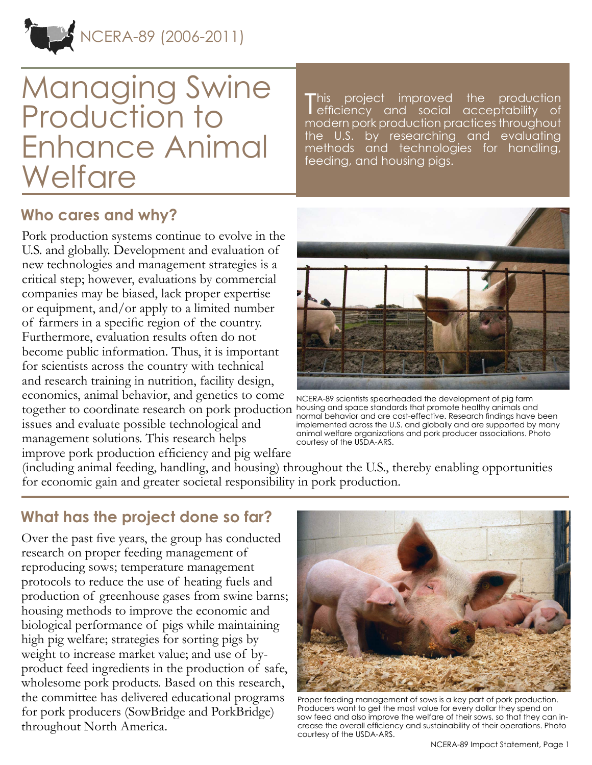NCERA-89 (2006-2011)

# Managing Swine Production to Enhance Animal Welfare

This project improved the production efficiency and social acceptability of modern pork production practices throughout the U.S. by researching and evaluating methods and technologies for handling, feeding, and housing pigs.

## Who cares and why?

Pork production systems continue to evolve in the U.S. and globally. Development and evaluation of new technologies and management strategies is a critical step; however, evaluations by commercial companies may be biased, lack proper expertise or equipment, and/or apply to a limited number of farmers in a specific region of the country. Furthermore, evaluation results often do not become public information. Thus, it is important for scientists across the country with technical and research training in nutrition, facility design, economics, animal behavior, and genetics to come together to coordinate research on pork production issues and evaluate possible technological and management solutions. This research helps improve pork production efficiency and pig welfare (including animal feeding, handling, and housing) throughout the U.S., thereby enabling opportunities for economic gain and greater societal responsibility in pork production.

NCERA-89 scientists spearheaded the development of pig farm housing and space standards that promote healthy animals and normal behavior and are cost-effective. Research findings have been implemented across the U.S. and globally and are supported by many animal welfare organizations and pork producer associations. Photo courtesy of the USDA-ARS.

## What has the project done so far?

Over the past five years, the group has conducted research on proper feeding management of reproducing sows; temperature management protocols to reduce the use of heating fuels and production of greenhouse gases from swine barns; housing methods to improve the economic and biological performance of pigs while maintaining high pig welfare; strategies for sorting pigs by weight to increase market value; and use of by-product feed ingredients in the production of safe, wholesome pork products. Based on this research, the committee has delivered educational programs for pork producers (SowBridge and PorkBridge) throughout North America.

Proper feeding management of sows is a key part of pork production. Producers want to get the most value for every dollar they spend on sow feed and also improve the welfare of their sows, so that they can increase the overall efficiency and sustainability of their operations. Photo courtesy of the USDA-ARS.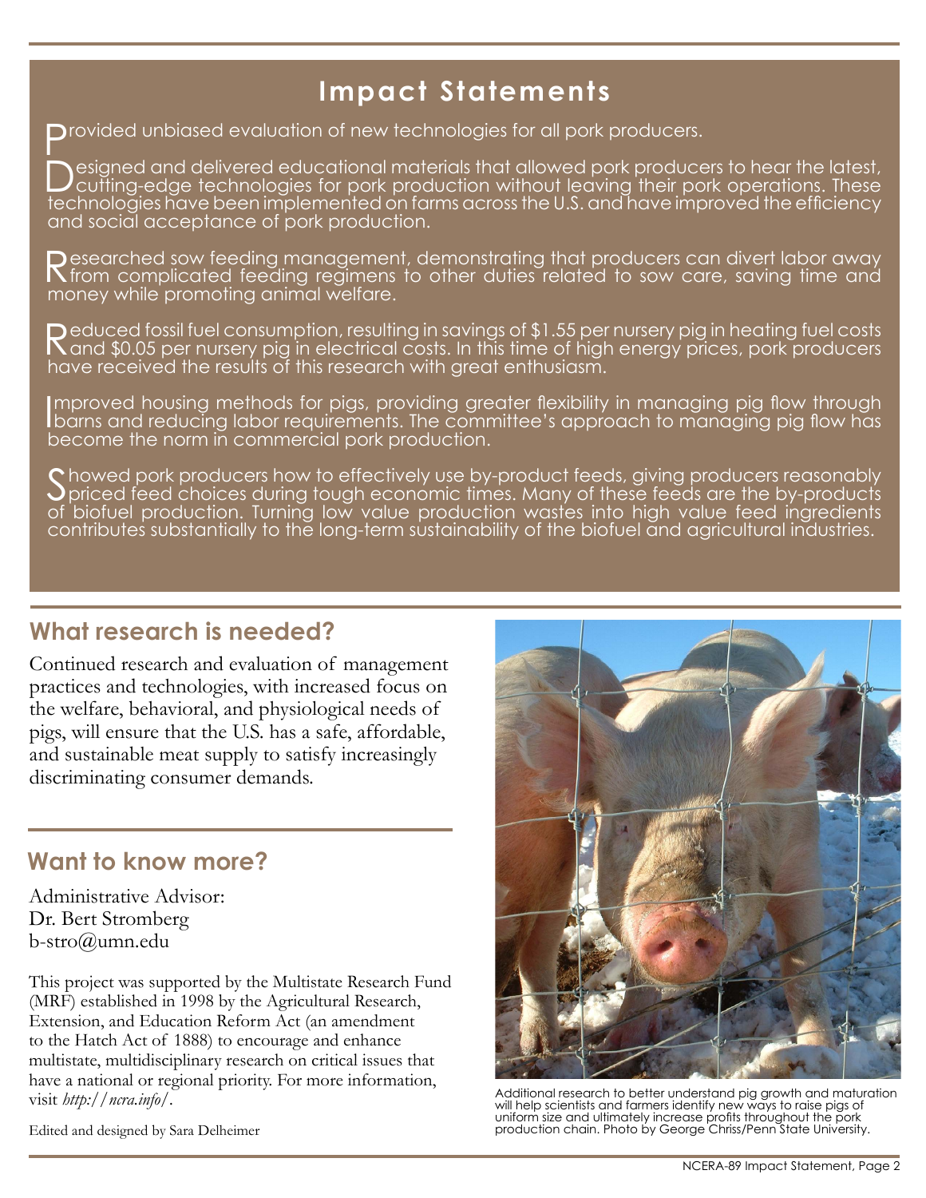## Impact Statements

Provided unbiased evaluation of new technologies for all pork producers.

Designed and delivered educational materials that allowed pork producers to hear the latest, cutting-edge technologies for pork production without leaving their pork operations. These technologies have been implemented on farms across the U.S. and have improved the efficiency and social acceptance of pork production.

Researched sow feeding management, demonstrating that producers can divert labor away from complicated feeding regimens to other duties related to sow care, saving time and money while promoting animal welfare.

Reduced fossil fuel consumption, resulting in savings of $1.55 per nursery pig in heating fuel costs and $0.05 per nursery pig in electrical costs. In this time of high energy prices, pork producers have received the results of this research with great enthusiasm.

Improved housing methods for pigs, providing greater flexibility in managing pig flow through barns and reducing labor requirements. The committee's approach to managing pig flow has become the norm in commercial pork production.

Showed pork producers how to effectively use by-product feeds, giving producers reasonably priced feed choices during tough economic times. Many of these feeds are the by-products of biofuel production. Turning low value production wastes into high value feed ingredients contributes substantially to the long-term sustainability of the biofuel and agricultural industries.

## What research is needed?

Continued research and evaluation of management practices and technologies, with increased focus on the welfare, behavioral, and physiological needs of pigs, will ensure that the U.S. has a safe, affordable, and sustainable meat supply to satisfy increasingly discriminating consumer demands.

## Want to know more?

Administrative Advisor:
Dr. Bert Stromberg
b-stro@umn.edu

This project was supported by the Multistate Research Fund (MRF) established in 1998 by the Agricultural Research, Extension, and Education Reform Act (an amendment to the Hatch Act of 1888) to encourage and enhance multistate, multidisciplinary research on critical issues that have a national or regional priority. For more information, visit *http://ncra.info/*.

Edited and designed by Sara Delheimer

Additional research to better understand pig growth and maturation will help scientists and farmers identify new ways to raise pigs of uniform size and ultimately increase profits throughout the pork production chain. Photo by George Chriss/Penn State University.